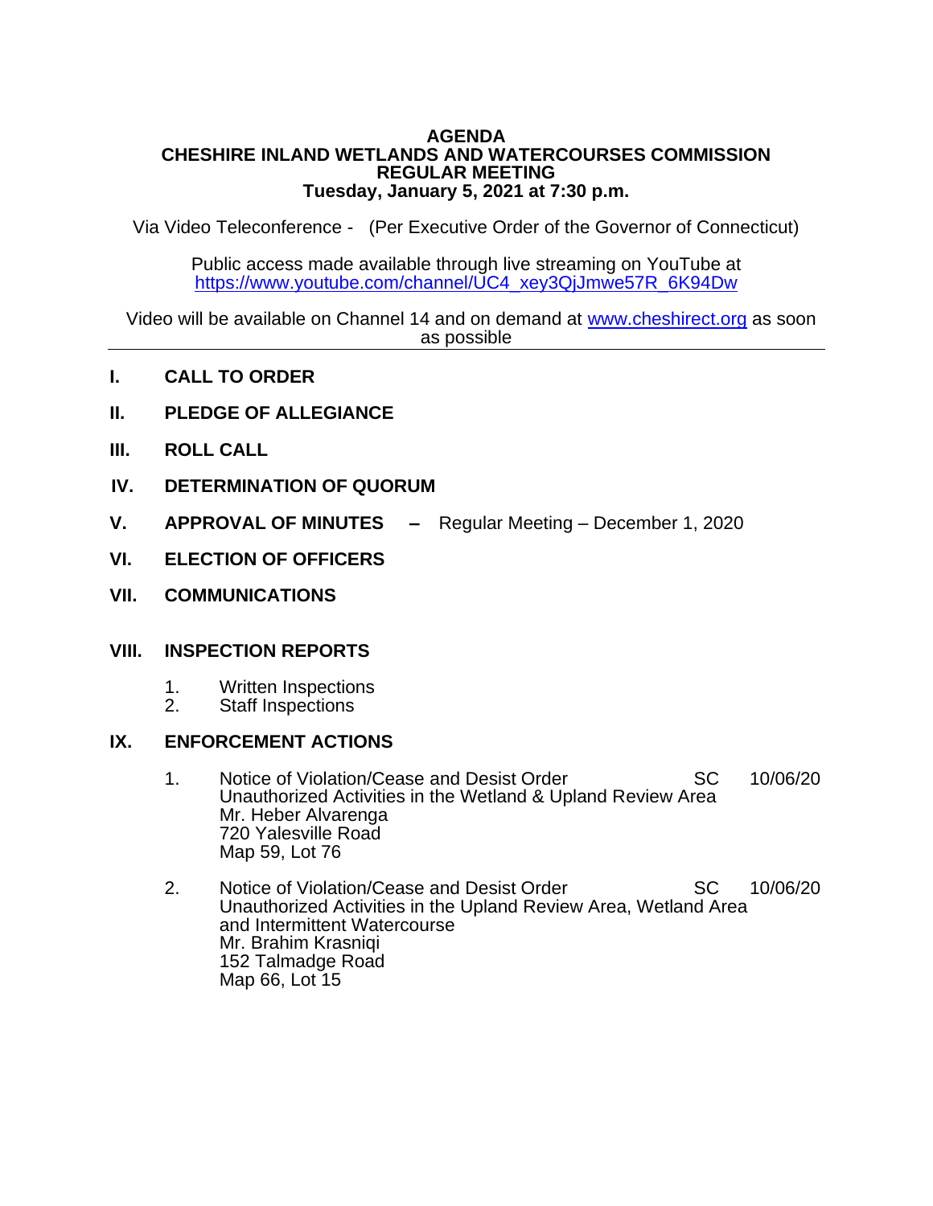# AGENDA
# CHESHIRE INLAND WETLANDS AND WATERCOURSES COMMISSION
## REGULAR MEETING
### Tuesday, January 5, 2021 at 7:30 p.m.

Via Video Teleconference - (Per Executive Order of the Governor of Connecticut)

Public access made available through live streaming on YouTube at https://www.youtube.com/channel/UC4_xey3QjJmwe57R_6K94Dw

Video will be available on Channel 14 and on demand at www.cheshirect.org as soon as possible

---

**I. CALL TO ORDER**

**II. PLEDGE OF ALLEGIANCE**

**III. ROLL CALL**

**IV. DETERMINATION OF QUORUM**

**V. APPROVAL OF MINUTES –** Regular Meeting – December 1, 2020

**VI. ELECTION OF OFFICERS**

**VII. COMMUNICATIONS**

**VIII. INSPECTION REPORTS**

1. Written Inspections
2. Staff Inspections

**IX. ENFORCEMENT ACTIONS**

1. Notice of Violation/Cease and Desist Order SC 10/06/20
   Unauthorized Activities in the Wetland & Upland Review Area
   Mr. Heber Alvarenga
   720 Yalesville Road
   Map 59, Lot 76

2. Notice of Violation/Cease and Desist Order SC 10/06/20
   Unauthorized Activities in the Upland Review Area, Wetland Area and Intermittent Watercourse
   Mr. Brahim Krasniqi
   152 Talmadge Road
   Map 66, Lot 15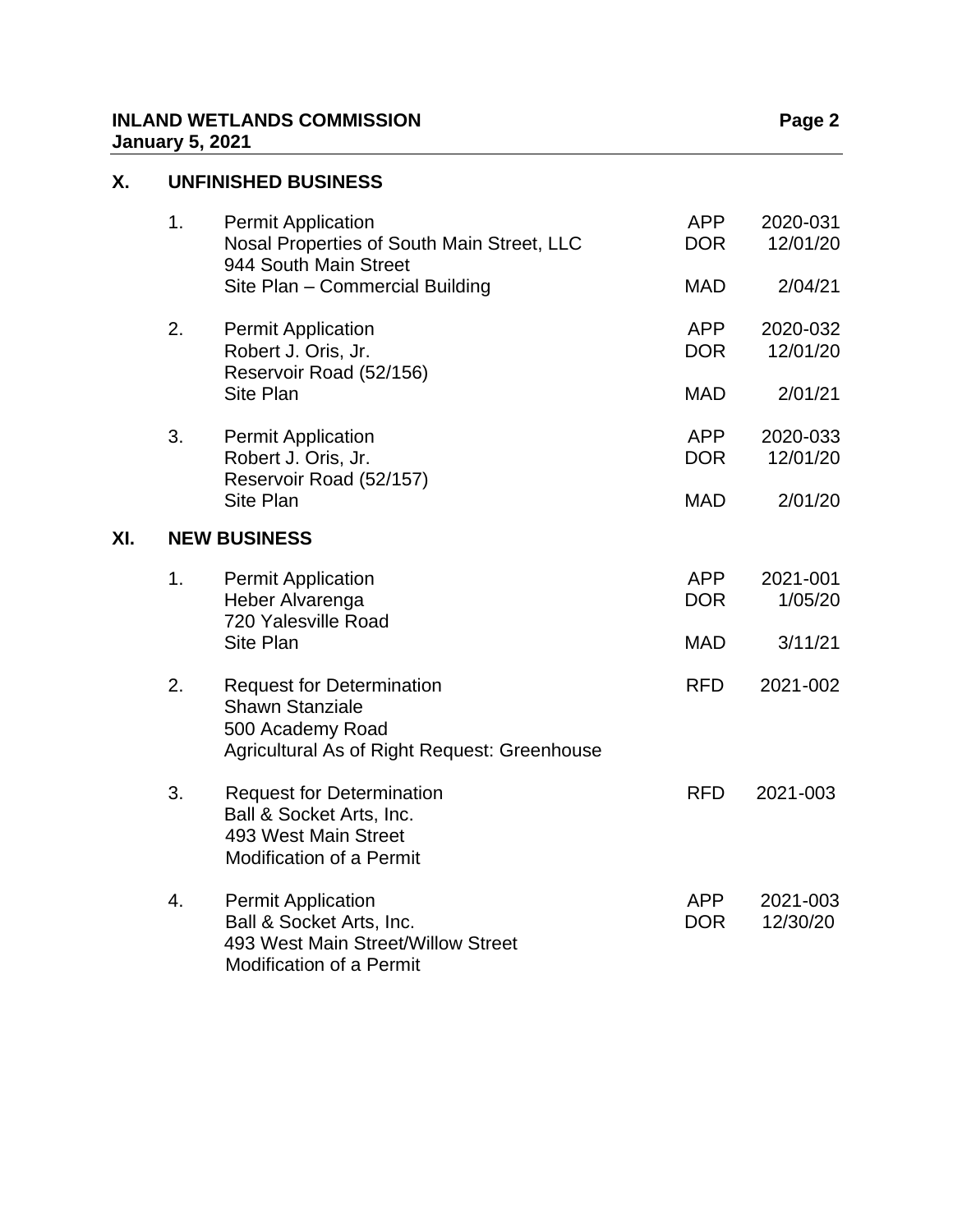## X. UNFINISHED BUSINESS

1. Permit Application — APP 2020-031
   Nosal Properties of South Main Street, LLC — DOR 12/01/20
   944 South Main Street
   Site Plan – Commercial Building — MAD 2/04/21

2. Permit Application — APP 2020-032
   Robert J. Oris, Jr. — DOR 12/01/20
   Reservoir Road (52/156)
   Site Plan — MAD 2/01/21

3. Permit Application — APP 2020-033
   Robert J. Oris, Jr. — DOR 12/01/20
   Reservoir Road (52/157)
   Site Plan — MAD 2/01/20

## XI. NEW BUSINESS

1. Permit Application — APP 2021-001
   Heber Alvarenga — DOR 1/05/20
   720 Yalesville Road
   Site Plan — MAD 3/11/21

2. Request for Determination — RFD 2021-002
   Shawn Stanziale
   500 Academy Road
   Agricultural As of Right Request: Greenhouse

3. Request for Determination — RFD 2021-003
   Ball & Socket Arts, Inc.
   493 West Main Street
   Modification of a Permit

4. Permit Application — APP 2021-003
   Ball & Socket Arts, Inc. — DOR 12/30/20
   493 West Main Street/Willow Street
   Modification of a Permit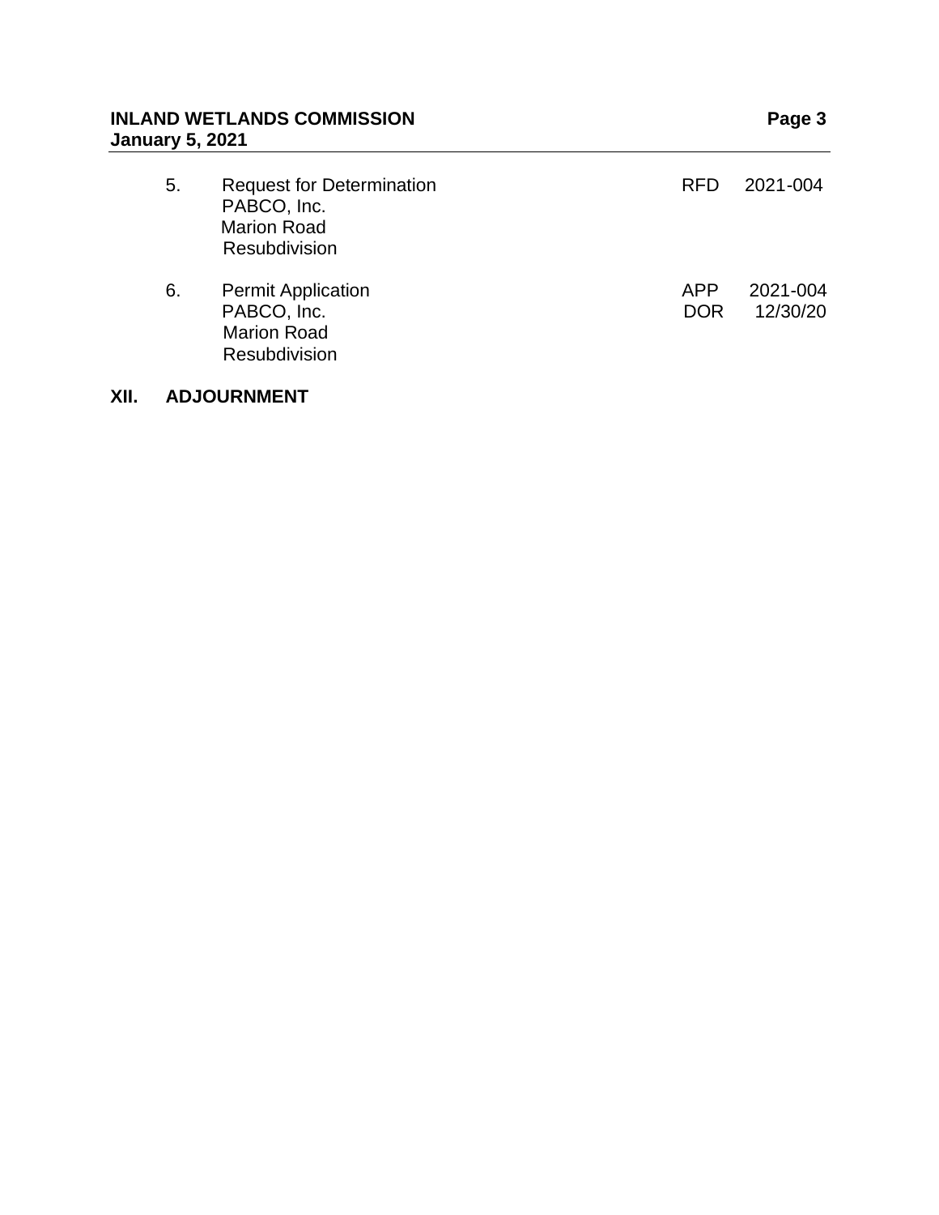5. Request for Determination — RFD 2021-004
   PABCO, Inc.
   Marion Road
   Resubdivision

6. Permit Application — APP 2021-004, DOR 12/30/20
   PABCO, Inc.
   Marion Road
   Resubdivision

## XII. ADJOURNMENT